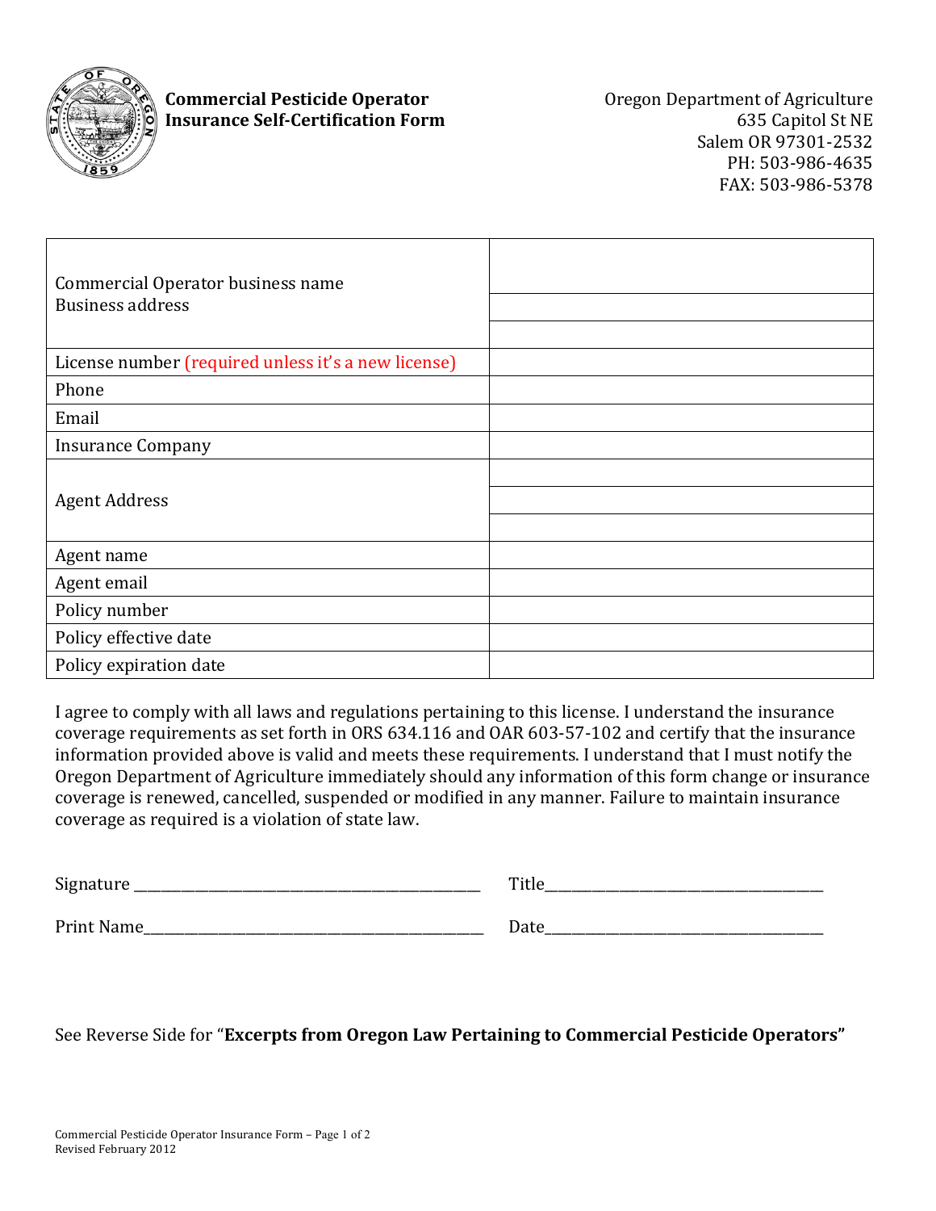**Commercial Pesticide Operator Insurance Self-Certification Form**

Oregon Department of Agriculture
635 Capitol St NE
Salem OR 97301-2532
PH: 503-986-4635
FAX: 503-986-5378

| | |
|---|---|
| Commercial Operator business name<br>Business address | |
| License number (required unless it's a new license) | |
| Phone | |
| Email | |
| Insurance Company | |
| Agent Address | |
| Agent name | |
| Agent email | |
| Policy number | |
| Policy effective date | |
| Policy expiration date | |

I agree to comply with all laws and regulations pertaining to this license. I understand the insurance coverage requirements as set forth in ORS 634.116 and OAR 603-57-102 and certify that the insurance information provided above is valid and meets these requirements. I understand that I must notify the Oregon Department of Agriculture immediately should any information of this form change or insurance coverage is renewed, cancelled, suspended or modified in any manner. Failure to maintain insurance coverage as required is a violation of state law.

Signature ______________________________ Title ______________________________

Print Name ______________________________ Date ______________________________

See Reverse Side for "**Excerpts from Oregon Law Pertaining to Commercial Pesticide Operators"**

Commercial Pesticide Operator Insurance Form – Page 1 of 2
Revised February 2012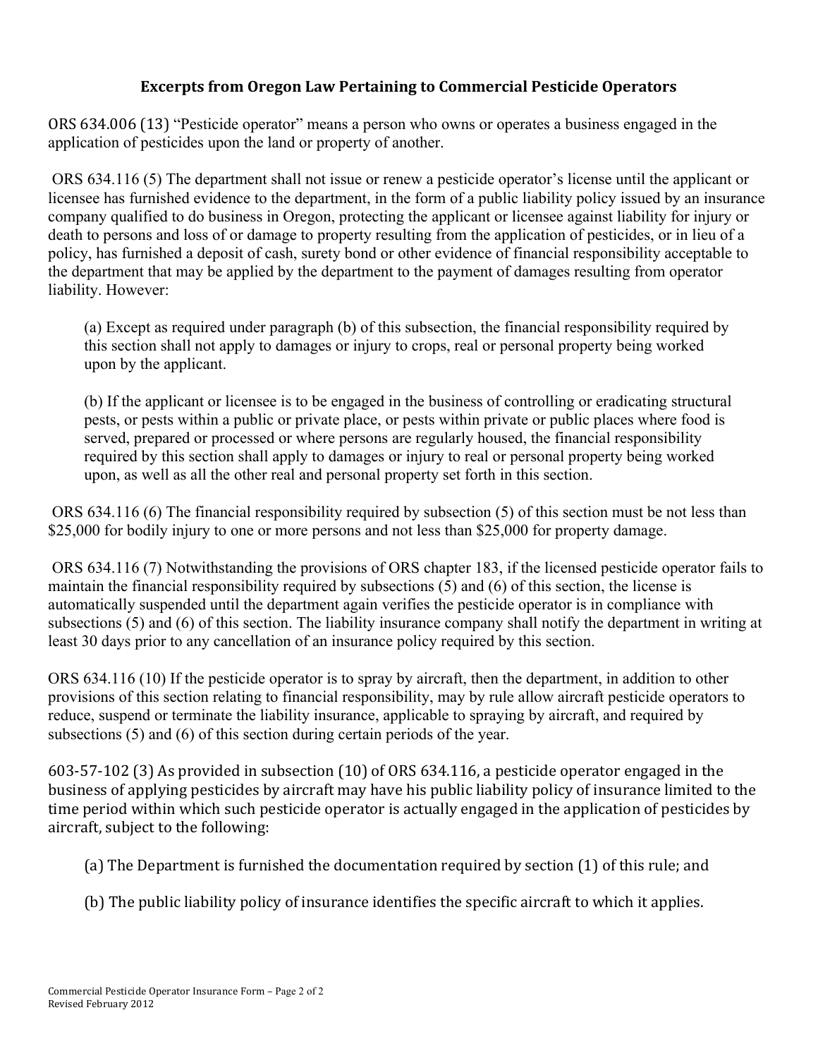## Excerpts from Oregon Law Pertaining to Commercial Pesticide Operators

ORS 634.006 (13) "Pesticide operator" means a person who owns or operates a business engaged in the application of pesticides upon the land or property of another.

ORS 634.116 (5) The department shall not issue or renew a pesticide operator's license until the applicant or licensee has furnished evidence to the department, in the form of a public liability policy issued by an insurance company qualified to do business in Oregon, protecting the applicant or licensee against liability for injury or death to persons and loss of or damage to property resulting from the application of pesticides, or in lieu of a policy, has furnished a deposit of cash, surety bond or other evidence of financial responsibility acceptable to the department that may be applied by the department to the payment of damages resulting from operator liability. However:

> (a) Except as required under paragraph (b) of this subsection, the financial responsibility required by this section shall not apply to damages or injury to crops, real or personal property being worked upon by the applicant.
>
> (b) If the applicant or licensee is to be engaged in the business of controlling or eradicating structural pests, or pests within a public or private place, or pests within private or public places where food is served, prepared or processed or where persons are regularly housed, the financial responsibility required by this section shall apply to damages or injury to real or personal property being worked upon, as well as all the other real and personal property set forth in this section.

ORS 634.116 (6) The financial responsibility required by subsection (5) of this section must be not less than $25,000 for bodily injury to one or more persons and not less than $25,000 for property damage.

ORS 634.116 (7) Notwithstanding the provisions of ORS chapter 183, if the licensed pesticide operator fails to maintain the financial responsibility required by subsections (5) and (6) of this section, the license is automatically suspended until the department again verifies the pesticide operator is in compliance with subsections (5) and (6) of this section. The liability insurance company shall notify the department in writing at least 30 days prior to any cancellation of an insurance policy required by this section.

ORS 634.116 (10) If the pesticide operator is to spray by aircraft, then the department, in addition to other provisions of this section relating to financial responsibility, may by rule allow aircraft pesticide operators to reduce, suspend or terminate the liability insurance, applicable to spraying by aircraft, and required by subsections (5) and (6) of this section during certain periods of the year.

603-57-102 (3) As provided in subsection (10) of ORS 634.116, a pesticide operator engaged in the business of applying pesticides by aircraft may have his public liability policy of insurance limited to the time period within which such pesticide operator is actually engaged in the application of pesticides by aircraft, subject to the following:

> (a) The Department is furnished the documentation required by section (1) of this rule; and
>
> (b) The public liability policy of insurance identifies the specific aircraft to which it applies.